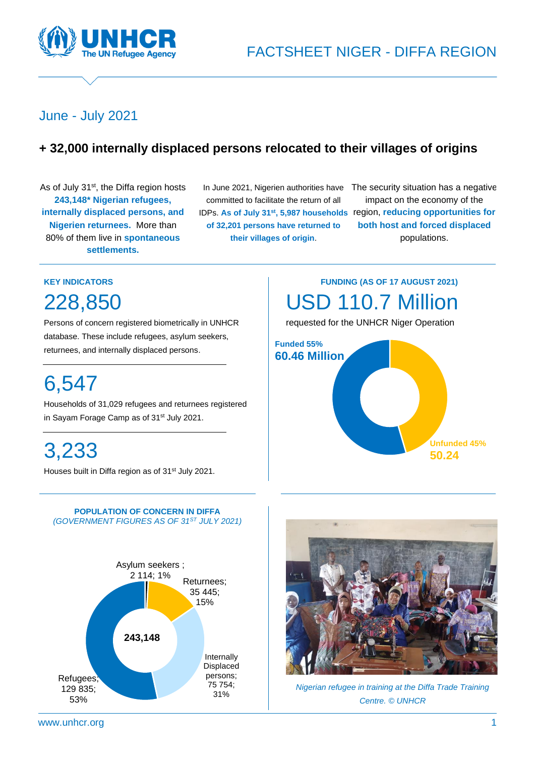# FACTSHEET NIGER - DIFFA REGION

## June - July 2021

## + 32,000 internally displaced persons relocated to their villages of origins

As of July 31st, the Diffa region hosts **243,148* Nigerian refugees, internally displaced persons, and Nigerien returnees.** More than 80% of them live in **spontaneous settlements.**

In June 2021, Nigerien authorities have committed to facilitate the return of all IDPs. **As of July 31st, 5,987 households of 32,201 persons have returned to their villages of origin**.

The security situation has a negative impact on the economy of the region, **reducing opportunities for both host and forced displaced** populations.

### KEY INDICATORS

**228,850**

Persons of concern registered biometrically in UNHCR database. These include refugees, asylum seekers, returnees, and internally displaced persons.

**6,547**

Households of 31,029 refugees and returnees registered in Sayam Forage Camp as of 31st July 2021.

**3,233**

Houses built in Diffa region as of 31st July 2021.

### FUNDING (AS OF 17 AUGUST 2021)

**USD 110.7 Million**

requested for the UNHCR Niger Operation

- Funded 55% — 60.46 Million
- Unfunded 45% — 50.24

### POPULATION OF CONCERN IN DIFFA
*(GOVERNMENT FIGURES AS OF 31ST JULY 2021)*

Total: 243,148

| Category | Number | % |
|---|---|---|
| Refugees | 129 835 | 53% |
| Internally Displaced persons | 75 754 | 31% |
| Returnees | 35 445 | 15% |
| Asylum seekers | 2 114 | 1% |

*Nigerian refugee in training at the Diffa Trade Training Centre. © UNHCR*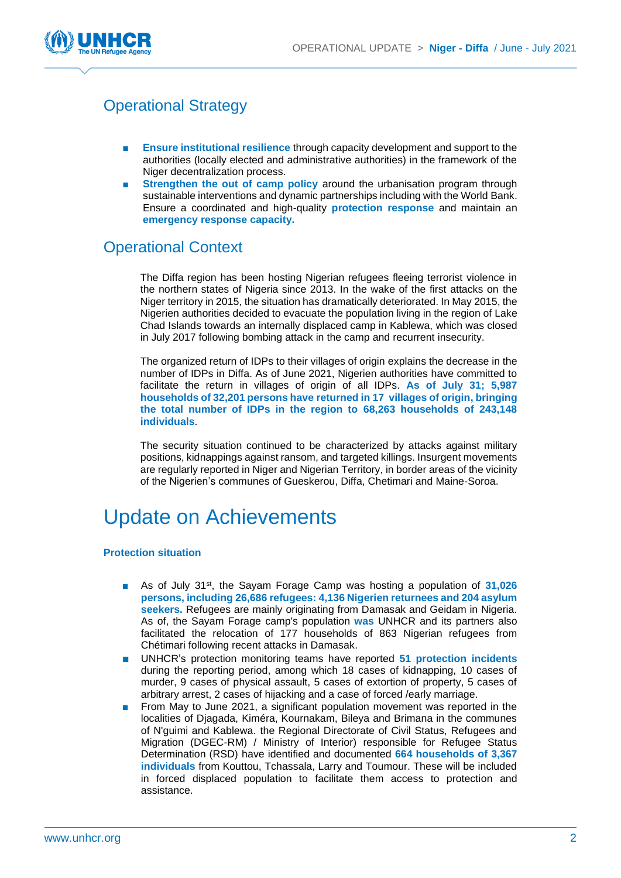## Operational Strategy

- **Ensure institutional resilience** through capacity development and support to the authorities (locally elected and administrative authorities) in the framework of the Niger decentralization process.
- **Strengthen the out of camp policy** around the urbanisation program through sustainable interventions and dynamic partnerships including with the World Bank. Ensure a coordinated and high-quality **protection response** and maintain an **emergency response capacity.**

## Operational Context

The Diffa region has been hosting Nigerian refugees fleeing terrorist violence in the northern states of Nigeria since 2013. In the wake of the first attacks on the Niger territory in 2015, the situation has dramatically deteriorated. In May 2015, the Nigerien authorities decided to evacuate the population living in the region of Lake Chad Islands towards an internally displaced camp in Kablewa, which was closed in July 2017 following bombing attack in the camp and recurrent insecurity.

The organized return of IDPs to their villages of origin explains the decrease in the number of IDPs in Diffa. As of June 2021, Nigerien authorities have committed to facilitate the return in villages of origin of all IDPs. **As of July 31; 5,987 households of 32,201 persons have returned in 17 villages of origin, bringing the total number of IDPs in the region to 68,263 households of 243,148 individuals**.

The security situation continued to be characterized by attacks against military positions, kidnappings against ransom, and targeted killings. Insurgent movements are regularly reported in Niger and Nigerian Territory, in border areas of the vicinity of the Nigerien's communes of Gueskerou, Diffa, Chetimari and Maine-Soroa.

# Update on Achievements

### Protection situation

- As of July 31st, the Sayam Forage Camp was hosting a population of **31,026 persons, including 26,686 refugees: 4,136 Nigerien returnees and 204 asylum seekers.** Refugees are mainly originating from Damasak and Geidam in Nigeria. As of, the Sayam Forage camp's population **was** UNHCR and its partners also facilitated the relocation of 177 households of 863 Nigerian refugees from Chétimari following recent attacks in Damasak.
- UNHCR's protection monitoring teams have reported **51 protection incidents** during the reporting period, among which 18 cases of kidnapping, 10 cases of murder, 9 cases of physical assault, 5 cases of extortion of property, 5 cases of arbitrary arrest, 2 cases of hijacking and a case of forced /early marriage.
- From May to June 2021, a significant population movement was reported in the localities of Djagada, Kiméra, Kournakam, Bileya and Brimana in the communes of N'guimi and Kablewa. the Regional Directorate of Civil Status, Refugees and Migration (DGEC-RM) / Ministry of Interior) responsible for Refugee Status Determination (RSD) have identified and documented **664 households of 3,367 individuals** from Kouttou, Tchassala, Larry and Toumour. These will be included in forced displaced population to facilitate them access to protection and assistance.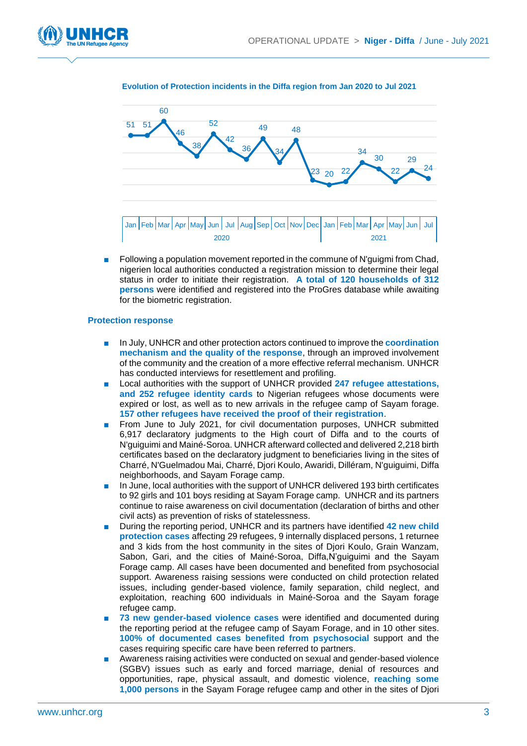**Evolution of Protection incidents in the Diffa region from Jan 2020 to Jul 2021**

| Year | Month | Incidents |
|---|---|---|
| 2020 | Jan | 51 |
| 2020 | Feb | 51 |
| 2020 | Mar | 60 |
| 2020 | Apr | 46 |
| 2020 | May | 38 |
| 2020 | Jun | 52 |
| 2020 | Jul | 42 |
| 2020 | Aug | 36 |
| 2020 | Sep | 49 |
| 2020 | Oct | 34 |
| 2020 | Nov | 48 |
| 2020 | Dec | 23 |
| 2021 | Jan | 20 |
| 2021 | Feb | 22 |
| 2021 | Mar | 34 |
| 2021 | Apr | 30 |
| 2021 | May | 22 |
| 2021 | Jun | 29 |
| 2021 | Jul | 24 |

- Following a population movement reported in the commune of N'guigmi from Chad, nigerien local authorities conducted a registration mission to determine their legal status in order to initiate their registration. **A total of 120 households of 312 persons** were identified and registered into the ProGres database while awaiting for the biometric registration.

### Protection response

- In July, UNHCR and other protection actors continued to improve the **coordination mechanism and the quality of the response**, through an improved involvement of the community and the creation of a more effective referral mechanism. UNHCR has conducted interviews for resettlement and profiling.
- Local authorities with the support of UNHCR provided **247 refugee attestations, and 252 refugee identity cards** to Nigerian refugees whose documents were expired or lost, as well as to new arrivals in the refugee camp of Sayam forage. **157 other refugees have received the proof of their registration**.
- From June to July 2021, for civil documentation purposes, UNHCR submitted 6,917 declaratory judgments to the High court of Diffa and to the courts of N'guiguimi and Mainé-Soroa. UNHCR afterward collected and delivered 2,218 birth certificates based on the declaratory judgment to beneficiaries living in the sites of Charré, N'Guelmadou Mai, Charré, Djori Koulo, Awaridi, Dilléram, N'guiguimi, Diffa neighborhoods, and Sayam Forage camp.
- In June, local authorities with the support of UNHCR delivered 193 birth certificates to 92 girls and 101 boys residing at Sayam Forage camp. UNHCR and its partners continue to raise awareness on civil documentation (declaration of births and other civil acts) as prevention of risks of statelessness.
- During the reporting period, UNHCR and its partners have identified **42 new child protection cases** affecting 29 refugees, 9 internally displaced persons, 1 returnee and 3 kids from the host community in the sites of Djori Koulo, Grain Wanzam, Sabon, Gari, and the cities of Mainé-Soroa, Diffa,N'guiguimi and the Sayam Forage camp. All cases have been documented and benefited from psychosocial support. Awareness raising sessions were conducted on child protection related issues, including gender-based violence, family separation, child neglect, and exploitation, reaching 600 individuals in Mainé-Soroa and the Sayam forage refugee camp.
- **73 new gender-based violence cases** were identified and documented during the reporting period at the refugee camp of Sayam Forage, and in 10 other sites. **100% of documented cases benefited from psychosocial** support and the cases requiring specific care have been referred to partners.
- Awareness raising activities were conducted on sexual and gender-based violence (SGBV) issues such as early and forced marriage, denial of resources and opportunities, rape, physical assault, and domestic violence, **reaching some 1,000 persons** in the Sayam Forage refugee camp and other in the sites of Djori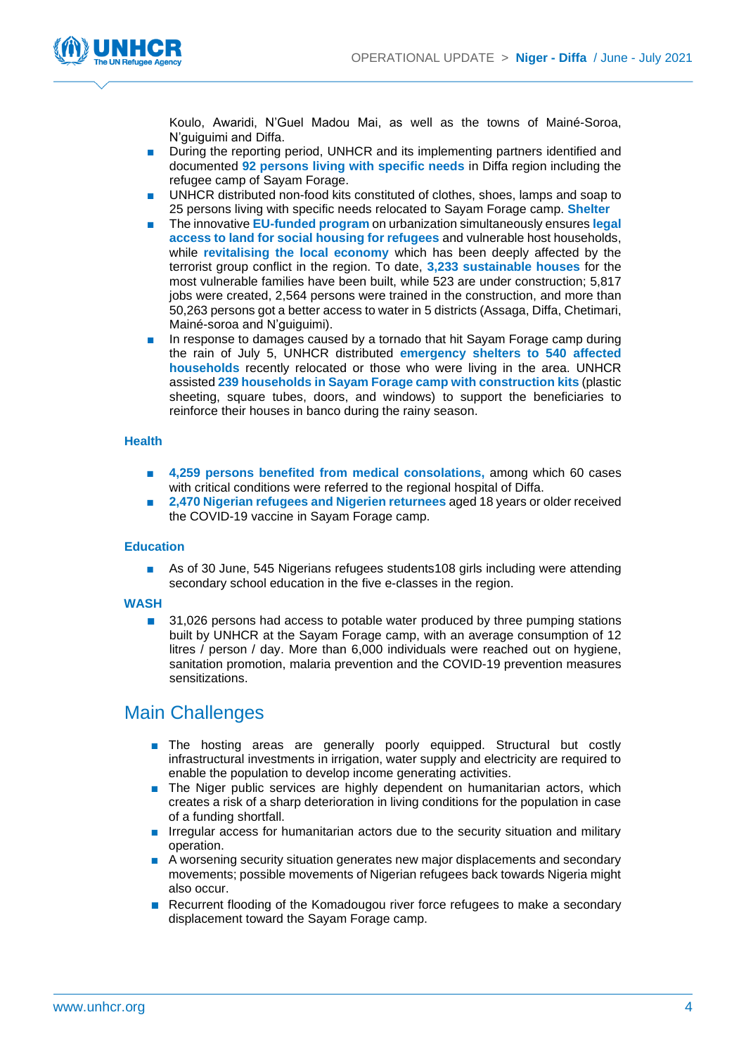Koulo, Awaridi, N'Guel Madou Mai, as well as the towns of Mainé-Soroa, N'guiguimi and Diffa.

- During the reporting period, UNHCR and its implementing partners identified and documented **92 persons living with specific needs** in Diffa region including the refugee camp of Sayam Forage.
- UNHCR distributed non-food kits constituted of clothes, shoes, lamps and soap to 25 persons living with specific needs relocated to Sayam Forage camp. **Shelter**
- The innovative **EU-funded program** on urbanization simultaneously ensures **legal access to land for social housing for refugees** and vulnerable host households, while **revitalising the local economy** which has been deeply affected by the terrorist group conflict in the region. To date, **3,233 sustainable houses** for the most vulnerable families have been built, while 523 are under construction; 5,817 jobs were created, 2,564 persons were trained in the construction, and more than 50,263 persons got a better access to water in 5 districts (Assaga, Diffa, Chetimari, Mainé-soroa and N'guiguimi).
- In response to damages caused by a tornado that hit Sayam Forage camp during the rain of July 5, UNHCR distributed **emergency shelters to 540 affected households** recently relocated or those who were living in the area. UNHCR assisted **239 households in Sayam Forage camp with construction kits** (plastic sheeting, square tubes, doors, and windows) to support the beneficiaries to reinforce their houses in banco during the rainy season.

### Health

- **4,259 persons benefited from medical consolations,** among which 60 cases with critical conditions were referred to the regional hospital of Diffa.
- **2,470 Nigerian refugees and Nigerien returnees** aged 18 years or older received the COVID-19 vaccine in Sayam Forage camp.

### Education

- As of 30 June, 545 Nigerians refugees students108 girls including were attending secondary school education in the five e-classes in the region.

### WASH

- 31,026 persons had access to potable water produced by three pumping stations built by UNHCR at the Sayam Forage camp, with an average consumption of 12 litres / person / day. More than 6,000 individuals were reached out on hygiene, sanitation promotion, malaria prevention and the COVID-19 prevention measures sensitizations.

## Main Challenges

- The hosting areas are generally poorly equipped. Structural but costly infrastructural investments in irrigation, water supply and electricity are required to enable the population to develop income generating activities.
- The Niger public services are highly dependent on humanitarian actors, which creates a risk of a sharp deterioration in living conditions for the population in case of a funding shortfall.
- Irregular access for humanitarian actors due to the security situation and military operation.
- A worsening security situation generates new major displacements and secondary movements; possible movements of Nigerian refugees back towards Nigeria might also occur.
- Recurrent flooding of the Komadougou river force refugees to make a secondary displacement toward the Sayam Forage camp.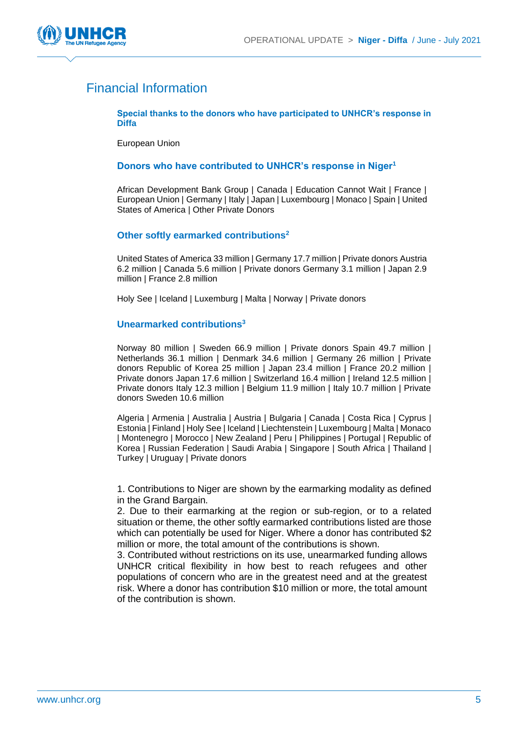## Financial Information

**Special thanks to the donors who have participated to UNHCR's response in Diffa**

European Union

### Donors who have contributed to UNHCR's response in Niger[1]

African Development Bank Group | Canada | Education Cannot Wait | France | European Union | Germany | Italy | Japan | Luxembourg | Monaco | Spain | United States of America | Other Private Donors

### Other softly earmarked contributions[2]

United States of America 33 million | Germany 17.7 million | Private donors Austria 6.2 million | Canada 5.6 million | Private donors Germany 3.1 million | Japan 2.9 million | France 2.8 million

Holy See | Iceland | Luxemburg | Malta | Norway | Private donors

### Unearmarked contributions[3]

Norway 80 million | Sweden 66.9 million | Private donors Spain 49.7 million | Netherlands 36.1 million | Denmark 34.6 million | Germany 26 million | Private donors Republic of Korea 25 million | Japan 23.4 million | France 20.2 million | Private donors Japan 17.6 million | Switzerland 16.4 million | Ireland 12.5 million | Private donors Italy 12.3 million | Belgium 11.9 million | Italy 10.7 million | Private donors Sweden 10.6 million

Algeria | Armenia | Australia | Austria | Bulgaria | Canada | Costa Rica | Cyprus | Estonia | Finland | Holy See | Iceland | Liechtenstein | Luxembourg | Malta | Monaco | Montenegro | Morocco | New Zealand | Peru | Philippines | Portugal | Republic of Korea | Russian Federation | Saudi Arabia | Singapore | South Africa | Thailand | Turkey | Uruguay | Private donors

1. Contributions to Niger are shown by the earmarking modality as defined in the Grand Bargain.
2. Due to their earmarking at the region or sub-region, or to a related situation or theme, the other softly earmarked contributions listed are those which can potentially be used for Niger. Where a donor has contributed $2 million or more, the total amount of the contributions is shown.
3. Contributed without restrictions on its use, unearmarked funding allows UNHCR critical flexibility in how best to reach refugees and other populations of concern who are in the greatest need and at the greatest risk. Where a donor has contribution $10 million or more, the total amount of the contribution is shown.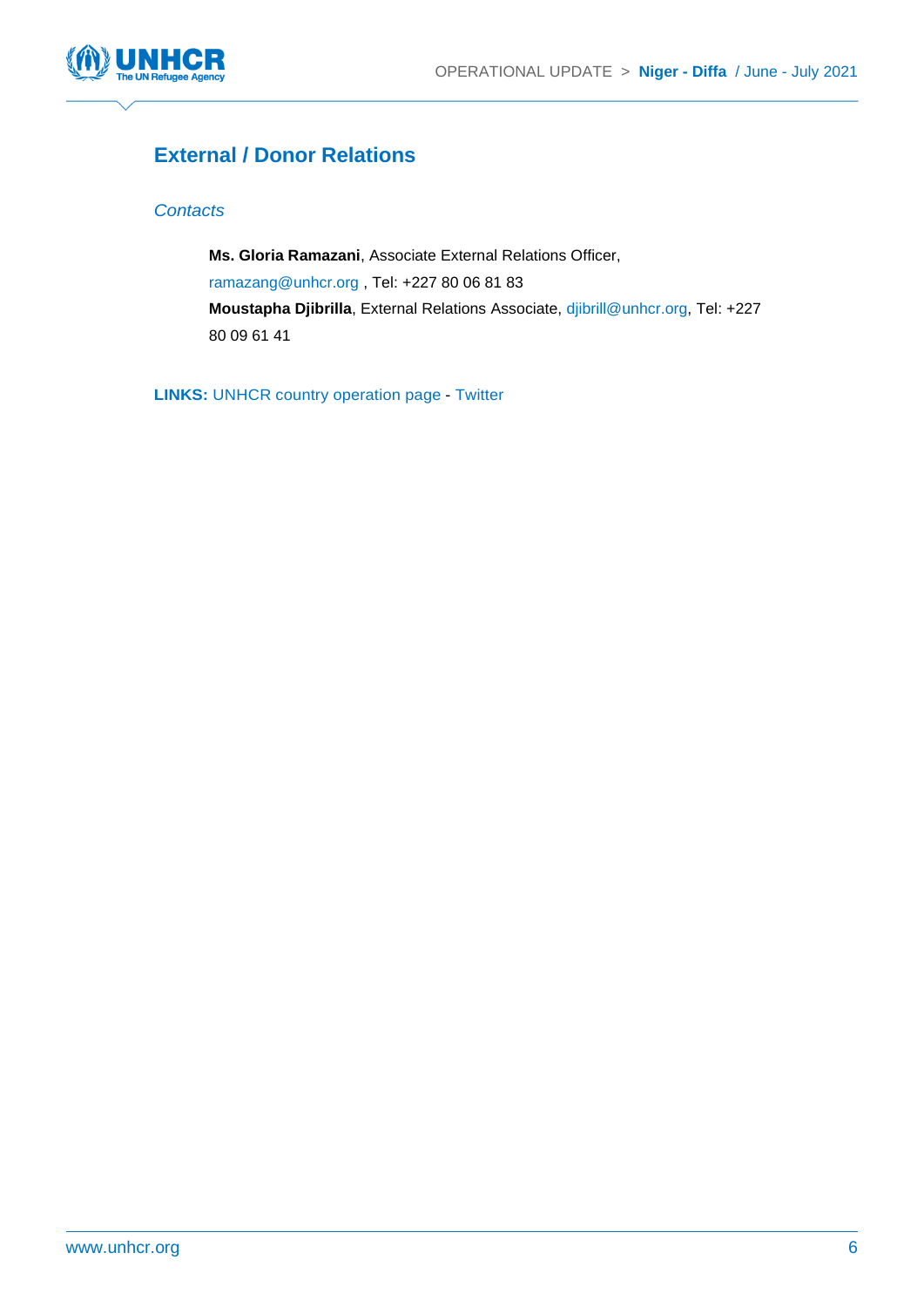## External / Donor Relations

*Contacts*

**Ms. Gloria Ramazani**, Associate External Relations Officer, ramazang@unhcr.org , Tel: +227 80 06 81 83

**Moustapha Djibrilla**, External Relations Associate, djibrill@unhcr.org, Tel: +227 80 09 61 41

**LINKS:** UNHCR country operation page - Twitter